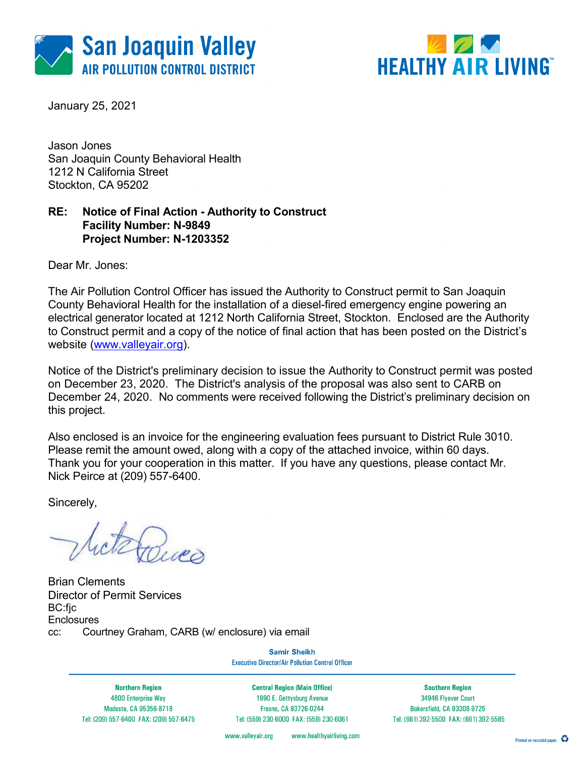San Joaquin Valley
AIR POLLUTION CONTROL DISTRICT

HEALTHY AIR LIVING™

January 25, 2021

Jason Jones
San Joaquin County Behavioral Health
1212 N California Street
Stockton, CA 95202

**RE: Notice of Final Action - Authority to Construct**
**Facility Number: N-9849**
**Project Number: N-1203352**

Dear Mr. Jones:

The Air Pollution Control Officer has issued the Authority to Construct permit to San Joaquin County Behavioral Health for the installation of a diesel-fired emergency engine powering an electrical generator located at 1212 North California Street, Stockton. Enclosed are the Authority to Construct permit and a copy of the notice of final action that has been posted on the District's website (www.valleyair.org).

Notice of the District's preliminary decision to issue the Authority to Construct permit was posted on December 23, 2020. The District's analysis of the proposal was also sent to CARB on December 24, 2020. No comments were received following the District's preliminary decision on this project.

Also enclosed is an invoice for the engineering evaluation fees pursuant to District Rule 3010. Please remit the amount owed, along with a copy of the attached invoice, within 60 days. Thank you for your cooperation in this matter. If you have any questions, please contact Mr. Nick Peirce at (209) 557-6400.

Sincerely,

Brian Clements
Director of Permit Services
BC:fjc
Enclosures
cc: Courtney Graham, CARB (w/ enclosure) via email

**Samir Sheikh**
Executive Director/Air Pollution Control Officer

| Northern Region | Central Region (Main Office) | Southern Region |
|---|---|---|
| 4800 Enterprise Way | 1990 E. Gettysburg Avenue | 34946 Flyover Court |
| Modesto, CA 95356-8718 | Fresno, CA 93726-0244 | Bakersfield, CA 93308-9725 |
| Tel: (209) 557-6400 FAX: (209) 557-6475 | Tel: (559) 230-6000 FAX: (559) 230-6061 | Tel: (661) 392-5500 FAX: (661) 392-5585 |

www.valleyair.org www.healthyairliving.com

Printed on recycled paper.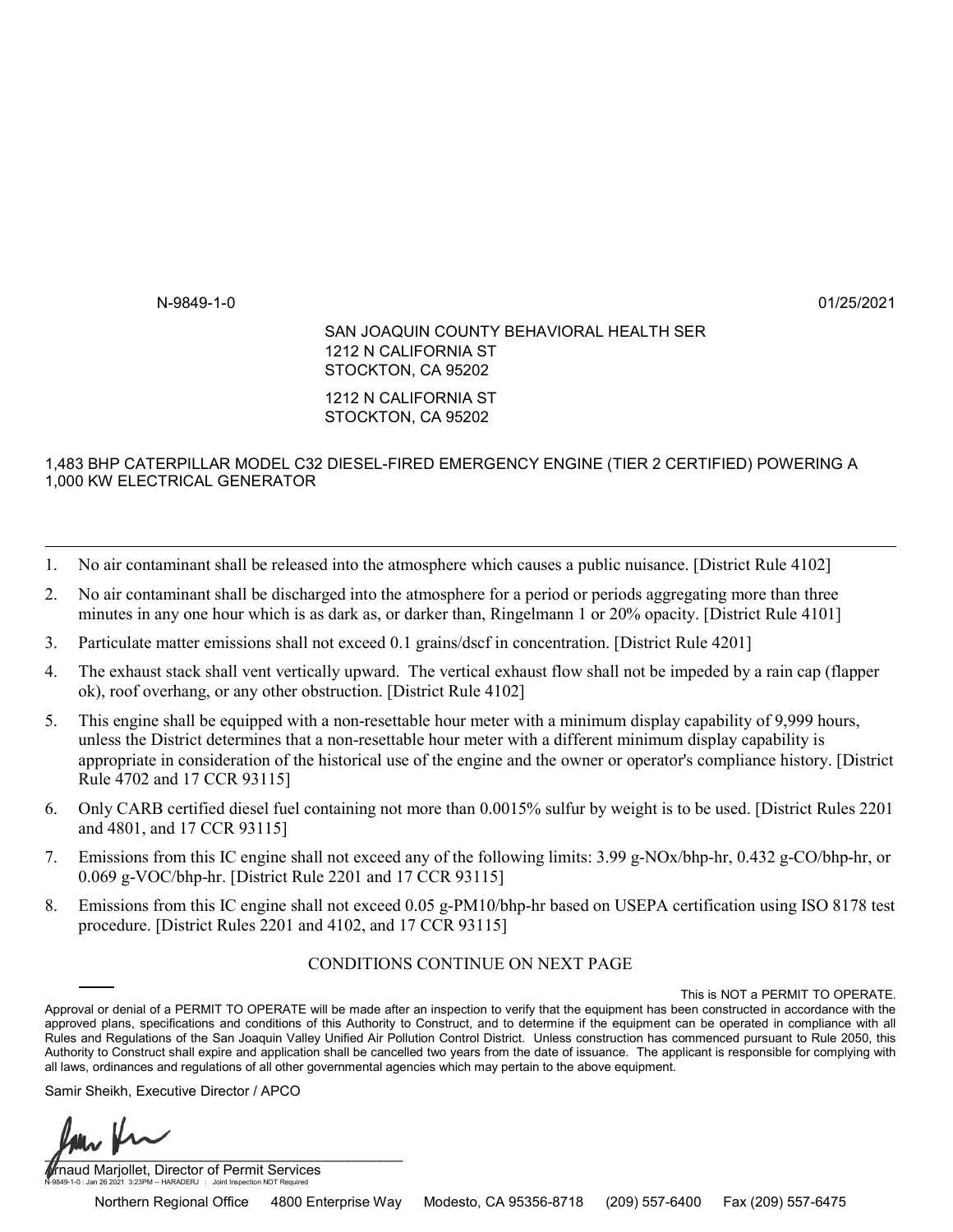N-9849-1-0 01/25/2021

SAN JOAQUIN COUNTY BEHAVIORAL HEALTH SER
1212 N CALIFORNIA ST
STOCKTON, CA 95202

1212 N CALIFORNIA ST
STOCKTON, CA 95202

1,483 BHP CATERPILLAR MODEL C32 DIESEL-FIRED EMERGENCY ENGINE (TIER 2 CERTIFIED) POWERING A 1,000 KW ELECTRICAL GENERATOR

---

1. No air contaminant shall be released into the atmosphere which causes a public nuisance. [District Rule 4102]
2. No air contaminant shall be discharged into the atmosphere for a period or periods aggregating more than three minutes in any one hour which is as dark as, or darker than, Ringelmann 1 or 20% opacity. [District Rule 4101]
3. Particulate matter emissions shall not exceed 0.1 grains/dscf in concentration. [District Rule 4201]
4. The exhaust stack shall vent vertically upward. The vertical exhaust flow shall not be impeded by a rain cap (flapper ok), roof overhang, or any other obstruction. [District Rule 4102]
5. This engine shall be equipped with a non-resettable hour meter with a minimum display capability of 9,999 hours, unless the District determines that a non-resettable hour meter with a different minimum display capability is appropriate in consideration of the historical use of the engine and the owner or operator's compliance history. [District Rule 4702 and 17 CCR 93115]
6. Only CARB certified diesel fuel containing not more than 0.0015% sulfur by weight is to be used. [District Rules 2201 and 4801, and 17 CCR 93115]
7. Emissions from this IC engine shall not exceed any of the following limits: 3.99 g-NOx/bhp-hr, 0.432 g-CO/bhp-hr, or 0.069 g-VOC/bhp-hr. [District Rule 2201 and 17 CCR 93115]
8. Emissions from this IC engine shall not exceed 0.05 g-PM10/bhp-hr based on USEPA certification using ISO 8178 test procedure. [District Rules 2201 and 4102, and 17 CCR 93115]

CONDITIONS CONTINUE ON NEXT PAGE

This is NOT a PERMIT TO OPERATE.

Approval or denial of a PERMIT TO OPERATE will be made after an inspection to verify that the equipment has been constructed in accordance with the approved plans, specifications and conditions of this Authority to Construct, and to determine if the equipment can be operated in compliance with all Rules and Regulations of the San Joaquin Valley Unified Air Pollution Control District. Unless construction has commenced pursuant to Rule 2050, this Authority to Construct shall expire and application shall be cancelled two years from the date of issuance. The applicant is responsible for complying with all laws, ordinances and regulations of all other governmental agencies which may pertain to the above equipment.

Samir Sheikh, Executive Director / APCO

Arnaud Marjollet, Director of Permit Services

N-9849-1-0 : Jan 26 2021 3:23PM -- HARADERJ : Joint Inspection NOT Required

Northern Regional Office 4800 Enterprise Way Modesto, CA 95356-8718 (209) 557-6400 Fax (209) 557-6475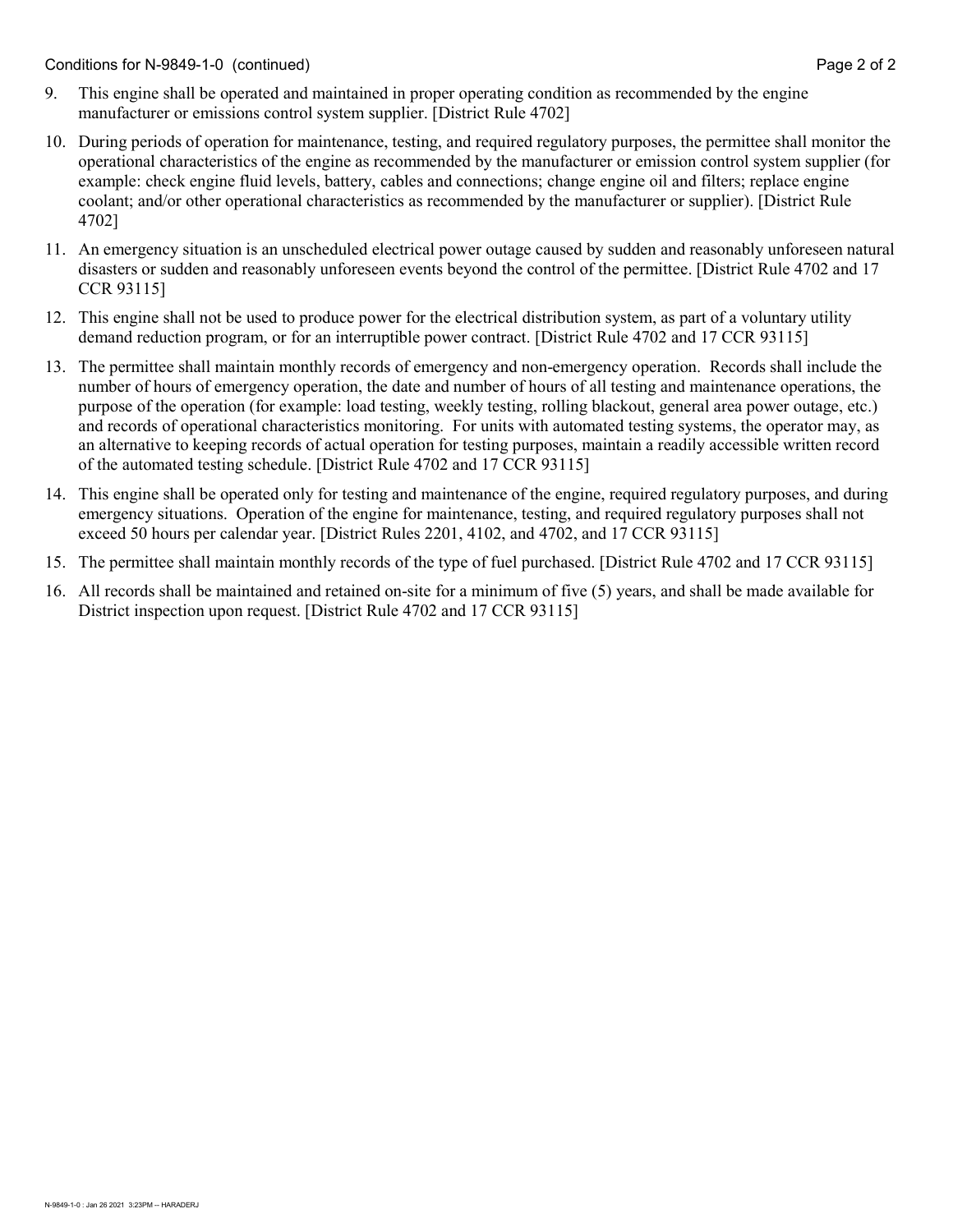9. This engine shall be operated and maintained in proper operating condition as recommended by the engine manufacturer or emissions control system supplier. [District Rule 4702]
10. During periods of operation for maintenance, testing, and required regulatory purposes, the permittee shall monitor the operational characteristics of the engine as recommended by the manufacturer or emission control system supplier (for example: check engine fluid levels, battery, cables and connections; change engine oil and filters; replace engine coolant; and/or other operational characteristics as recommended by the manufacturer or supplier). [District Rule 4702]
11. An emergency situation is an unscheduled electrical power outage caused by sudden and reasonably unforeseen natural disasters or sudden and reasonably unforeseen events beyond the control of the permittee. [District Rule 4702 and 17 CCR 93115]
12. This engine shall not be used to produce power for the electrical distribution system, as part of a voluntary utility demand reduction program, or for an interruptible power contract. [District Rule 4702 and 17 CCR 93115]
13. The permittee shall maintain monthly records of emergency and non-emergency operation. Records shall include the number of hours of emergency operation, the date and number of hours of all testing and maintenance operations, the purpose of the operation (for example: load testing, weekly testing, rolling blackout, general area power outage, etc.) and records of operational characteristics monitoring. For units with automated testing systems, the operator may, as an alternative to keeping records of actual operation for testing purposes, maintain a readily accessible written record of the automated testing schedule. [District Rule 4702 and 17 CCR 93115]
14. This engine shall be operated only for testing and maintenance of the engine, required regulatory purposes, and during emergency situations. Operation of the engine for maintenance, testing, and required regulatory purposes shall not exceed 50 hours per calendar year. [District Rules 2201, 4102, and 4702, and 17 CCR 93115]
15. The permittee shall maintain monthly records of the type of fuel purchased. [District Rule 4702 and 17 CCR 93115]
16. All records shall be maintained and retained on-site for a minimum of five (5) years, and shall be made available for District inspection upon request. [District Rule 4702 and 17 CCR 93115]